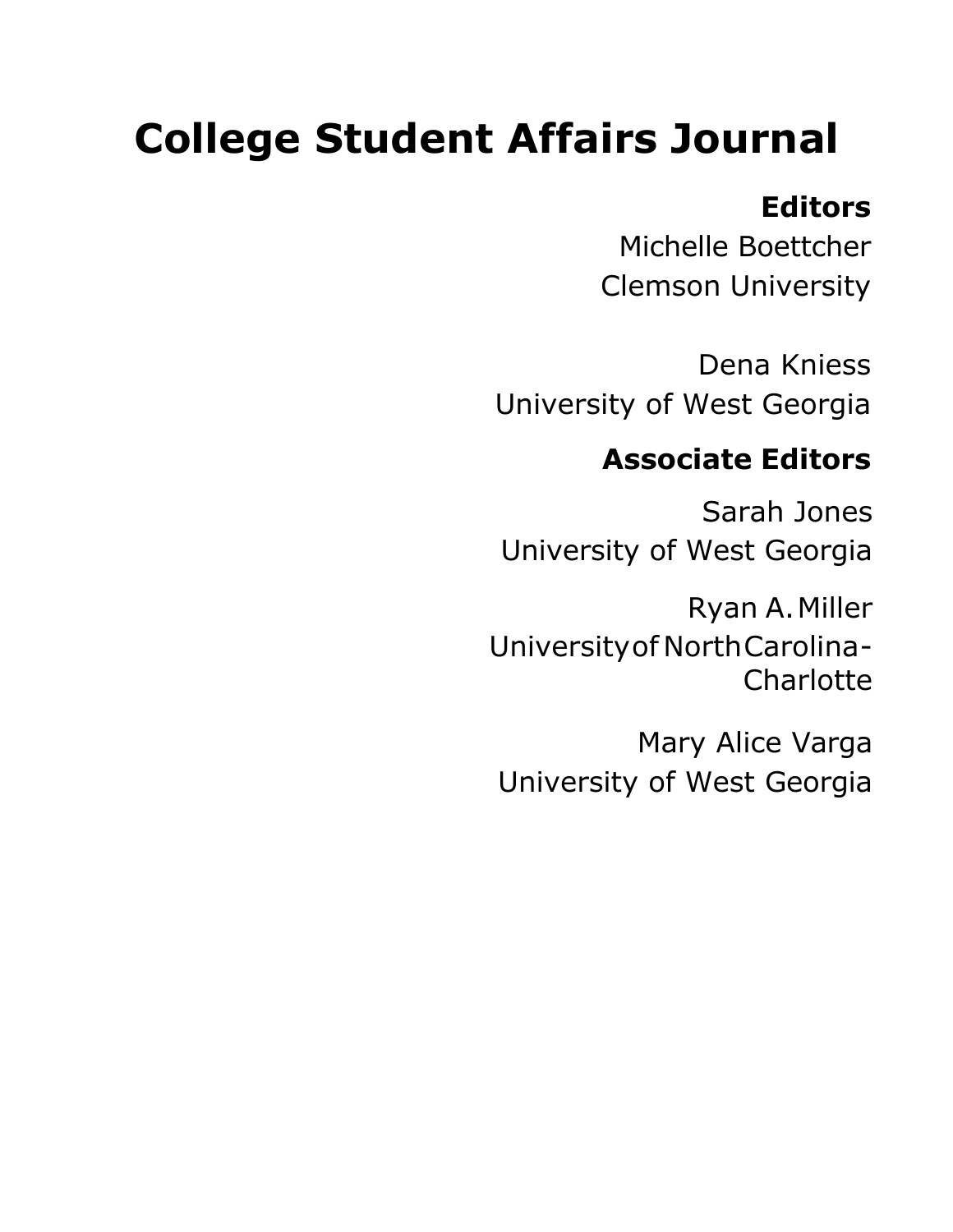# College Student Affairs Journal

**Editors**

Michelle Boettcher
Clemson University

Dena Kniess
University of West Georgia

**Associate Editors**

Sarah Jones
University of West Georgia

Ryan A. Miller
University of North Carolina-Charlotte

Mary Alice Varga
University of West Georgia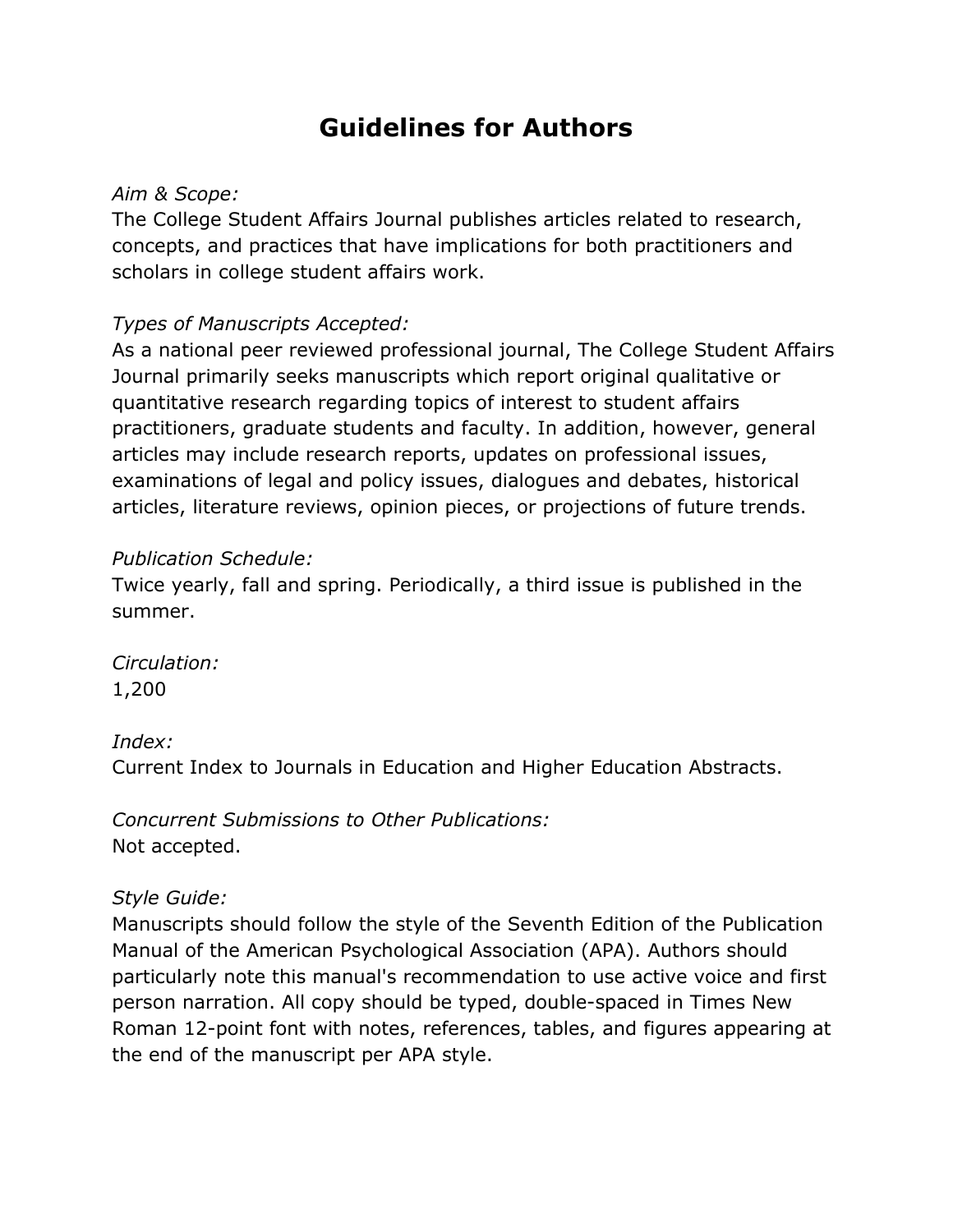# Guidelines for Authors

*Aim & Scope:*
The College Student Affairs Journal publishes articles related to research, concepts, and practices that have implications for both practitioners and scholars in college student affairs work.

*Types of Manuscripts Accepted:*
As a national peer reviewed professional journal, The College Student Affairs Journal primarily seeks manuscripts which report original qualitative or quantitative research regarding topics of interest to student affairs practitioners, graduate students and faculty. In addition, however, general articles may include research reports, updates on professional issues, examinations of legal and policy issues, dialogues and debates, historical articles, literature reviews, opinion pieces, or projections of future trends.

*Publication Schedule:*
Twice yearly, fall and spring. Periodically, a third issue is published in the summer.

*Circulation:*
1,200

*Index:*
Current Index to Journals in Education and Higher Education Abstracts.

*Concurrent Submissions to Other Publications:*
Not accepted.

*Style Guide:*
Manuscripts should follow the style of the Seventh Edition of the Publication Manual of the American Psychological Association (APA). Authors should particularly note this manual's recommendation to use active voice and first person narration. All copy should be typed, double-spaced in Times New Roman 12-point font with notes, references, tables, and figures appearing at the end of the manuscript per APA style.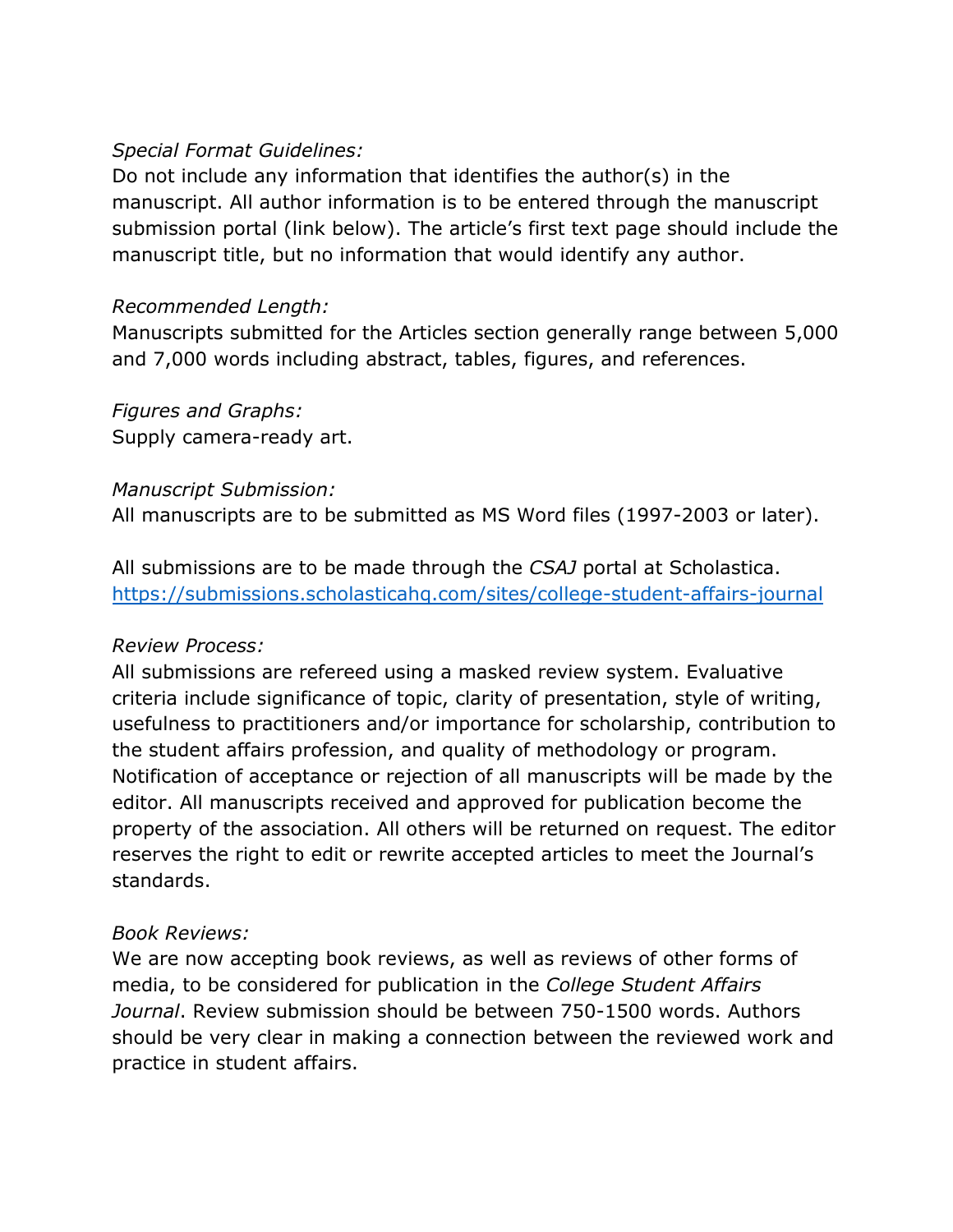*Special Format Guidelines:*
Do not include any information that identifies the author(s) in the manuscript. All author information is to be entered through the manuscript submission portal (link below). The article's first text page should include the manuscript title, but no information that would identify any author.

*Recommended Length:*
Manuscripts submitted for the Articles section generally range between 5,000 and 7,000 words including abstract, tables, figures, and references.

*Figures and Graphs:*
Supply camera-ready art.

*Manuscript Submission:*
All manuscripts are to be submitted as MS Word files (1997-2003 or later).

All submissions are to be made through the *CSAJ* portal at Scholastica.
https://submissions.scholasticahq.com/sites/college-student-affairs-journal

*Review Process:*
All submissions are refereed using a masked review system. Evaluative criteria include significance of topic, clarity of presentation, style of writing, usefulness to practitioners and/or importance for scholarship, contribution to the student affairs profession, and quality of methodology or program. Notification of acceptance or rejection of all manuscripts will be made by the editor. All manuscripts received and approved for publication become the property of the association. All others will be returned on request. The editor reserves the right to edit or rewrite accepted articles to meet the Journal's standards.

*Book Reviews:*
We are now accepting book reviews, as well as reviews of other forms of media, to be considered for publication in the *College Student Affairs Journal*. Review submission should be between 750-1500 words. Authors should be very clear in making a connection between the reviewed work and practice in student affairs.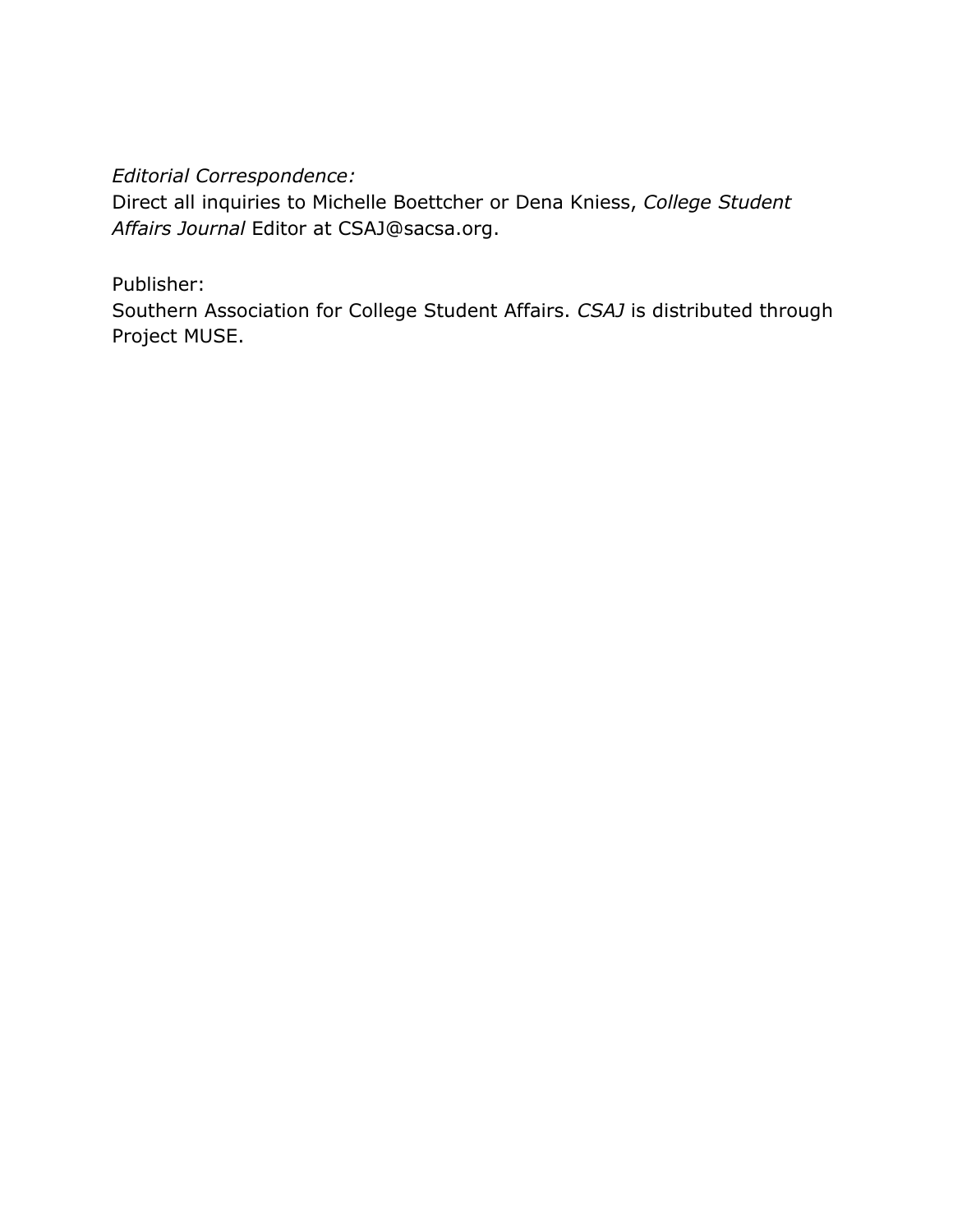*Editorial Correspondence:*
Direct all inquiries to Michelle Boettcher or Dena Kniess, *College Student Affairs Journal* Editor at CSAJ@sacsa.org.

Publisher:
Southern Association for College Student Affairs. *CSAJ* is distributed through Project MUSE.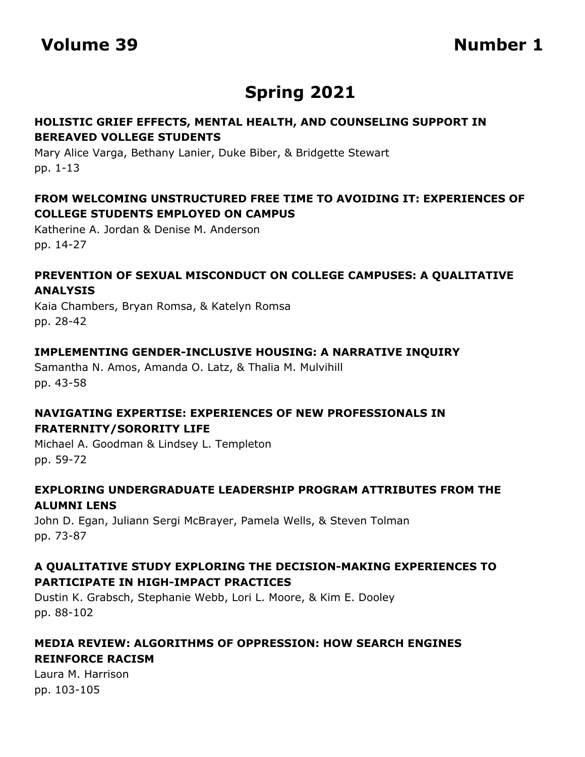**Volume 39** **Number 1**

# Spring 2021

**HOLISTIC GRIEF EFFECTS, MENTAL HEALTH, AND COUNSELING SUPPORT IN BEREAVED VOLLEGE STUDENTS**

Mary Alice Varga, Bethany Lanier, Duke Biber, & Bridgette Stewart
pp. 1-13

**FROM WELCOMING UNSTRUCTURED FREE TIME TO AVOIDING IT: EXPERIENCES OF COLLEGE STUDENTS EMPLOYED ON CAMPUS**

Katherine A. Jordan & Denise M. Anderson
pp. 14-27

**PREVENTION OF SEXUAL MISCONDUCT ON COLLEGE CAMPUSES: A QUALITATIVE ANALYSIS**

Kaia Chambers, Bryan Romsa, & Katelyn Romsa
pp. 28-42

**IMPLEMENTING GENDER-INCLUSIVE HOUSING: A NARRATIVE INQUIRY**

Samantha N. Amos, Amanda O. Latz, & Thalia M. Mulvihill
pp. 43-58

**NAVIGATING EXPERTISE: EXPERIENCES OF NEW PROFESSIONALS IN FRATERNITY/SORORITY LIFE**

Michael A. Goodman & Lindsey L. Templeton
pp. 59-72

**EXPLORING UNDERGRADUATE LEADERSHIP PROGRAM ATTRIBUTES FROM THE ALUMNI LENS**

John D. Egan, Juliann Sergi McBrayer, Pamela Wells, & Steven Tolman
pp. 73-87

**A QUALITATIVE STUDY EXPLORING THE DECISION-MAKING EXPERIENCES TO PARTICIPATE IN HIGH-IMPACT PRACTICES**

Dustin K. Grabsch, Stephanie Webb, Lori L. Moore, & Kim E. Dooley
pp. 88-102

**MEDIA REVIEW: ALGORITHMS OF OPPRESSION: HOW SEARCH ENGINES REINFORCE RACISM**

Laura M. Harrison
pp. 103-105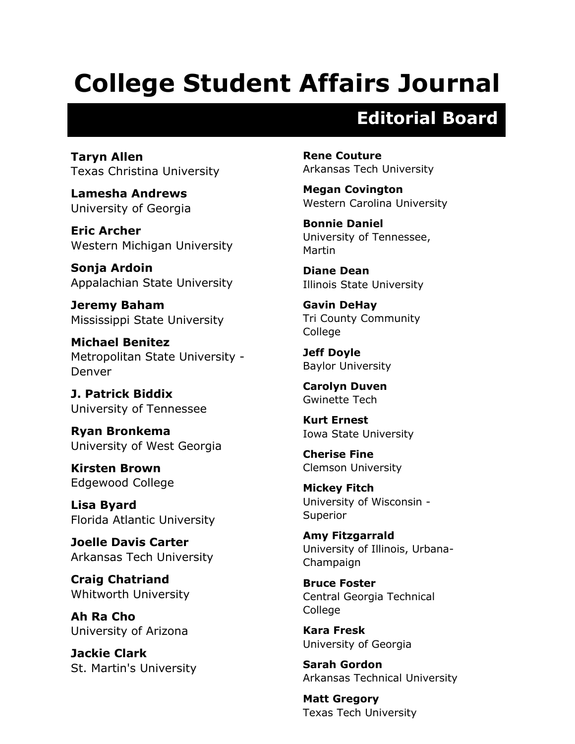# College Student Affairs Journal

## Editorial Board

**Taryn Allen**
Texas Christina University

**Lamesha Andrews**
University of Georgia

**Eric Archer**
Western Michigan University

**Sonja Ardoin**
Appalachian State University

**Jeremy Baham**
Mississippi State University

**Michael Benitez**
Metropolitan State University - Denver

**J. Patrick Biddix**
University of Tennessee

**Ryan Bronkema**
University of West Georgia

**Kirsten Brown**
Edgewood College

**Lisa Byard**
Florida Atlantic University

**Joelle Davis Carter**
Arkansas Tech University

**Craig Chatriand**
Whitworth University

**Ah Ra Cho**
University of Arizona

**Jackie Clark**
St. Martin's University

**Rene Couture**
Arkansas Tech University

**Megan Covington**
Western Carolina University

**Bonnie Daniel**
University of Tennessee, Martin

**Diane Dean**
Illinois State University

**Gavin DeHay**
Tri County Community College

**Jeff Doyle**
Baylor University

**Carolyn Duven**
Gwinette Tech

**Kurt Ernest**
Iowa State University

**Cherise Fine**
Clemson University

**Mickey Fitch**
University of Wisconsin - Superior

**Amy Fitzgarrald**
University of Illinois, Urbana-Champaign

**Bruce Foster**
Central Georgia Technical College

**Kara Fresk**
University of Georgia

**Sarah Gordon**
Arkansas Technical University

**Matt Gregory**
Texas Tech University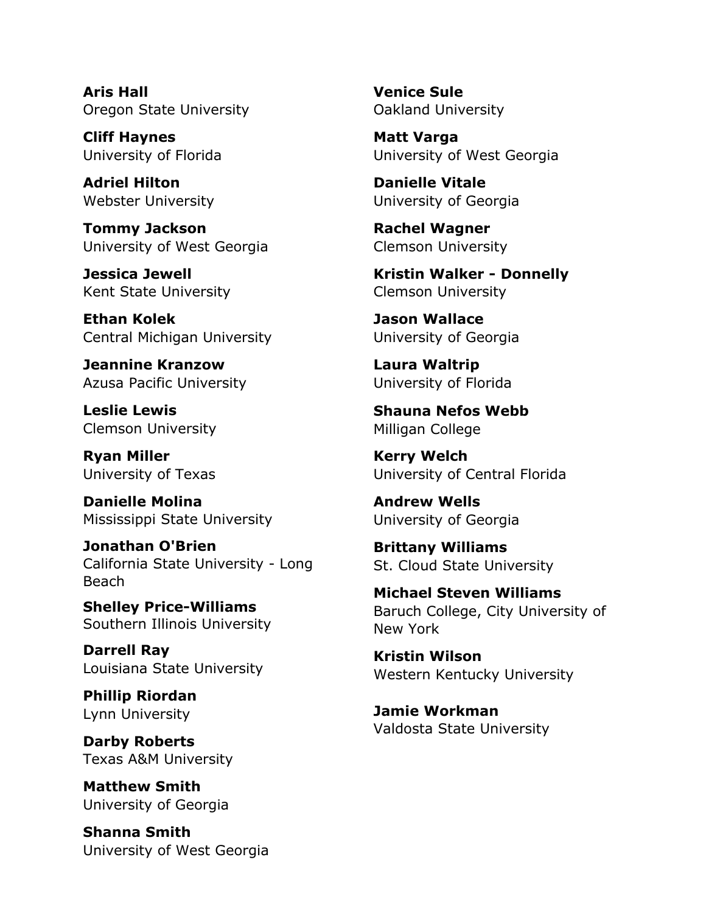**Aris Hall**
Oregon State University

**Cliff Haynes**
University of Florida

**Adriel Hilton**
Webster University

**Tommy Jackson**
University of West Georgia

**Jessica Jewell**
Kent State University

**Ethan Kolek**
Central Michigan University

**Jeannine Kranzow**
Azusa Pacific University

**Leslie Lewis**
Clemson University

**Ryan Miller**
University of Texas

**Danielle Molina**
Mississippi State University

**Jonathan O'Brien**
California State University - Long Beach

**Shelley Price-Williams**
Southern Illinois University

**Darrell Ray**
Louisiana State University

**Phillip Riordan**
Lynn University

**Darby Roberts**
Texas A&M University

**Matthew Smith**
University of Georgia

**Shanna Smith**
University of West Georgia

**Venice Sule**
Oakland University

**Matt Varga**
University of West Georgia

**Danielle Vitale**
University of Georgia

**Rachel Wagner**
Clemson University

**Kristin Walker - Donnelly**
Clemson University

**Jason Wallace**
University of Georgia

**Laura Waltrip**
University of Florida

**Shauna Nefos Webb**
Milligan College

**Kerry Welch**
University of Central Florida

**Andrew Wells**
University of Georgia

**Brittany Williams**
St. Cloud State University

**Michael Steven Williams**
Baruch College, City University of New York

**Kristin Wilson**
Western Kentucky University

**Jamie Workman**
Valdosta State University